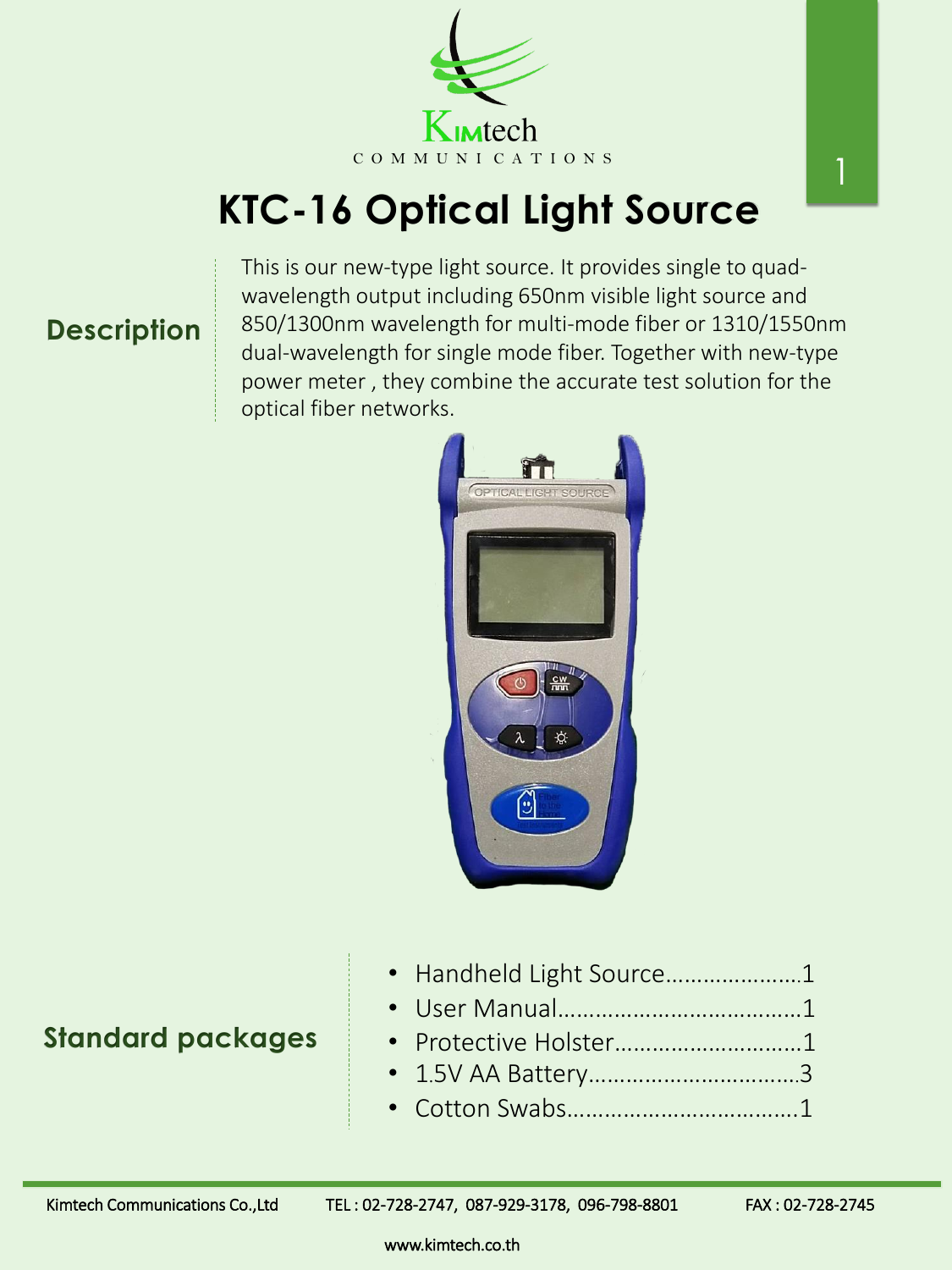Kimtech COMMUNICATIONS

# KTC-16 Optical Light Source

## Description

This is our new-type light source. It provides single to quad-wavelength output including 650nm visible light source and 850/1300nm wavelength for multi-mode fiber or 1310/1550nm dual-wavelength for single mode fiber. Together with new-type power meter , they combine the accurate test solution for the optical fiber networks.

## Standard packages

- Handheld Light Source…………………1
- User Manual…………………………………1
- Protective Holster…………………………1
- 1.5V AA Battery……………………………3
- Cotton Swabs………………………………1

Kimtech Communications Co.,Ltd TEL : 02-728-2747, 087-929-3178, 096-798-8801 FAX : 02-728-2745

www.kimtech.co.th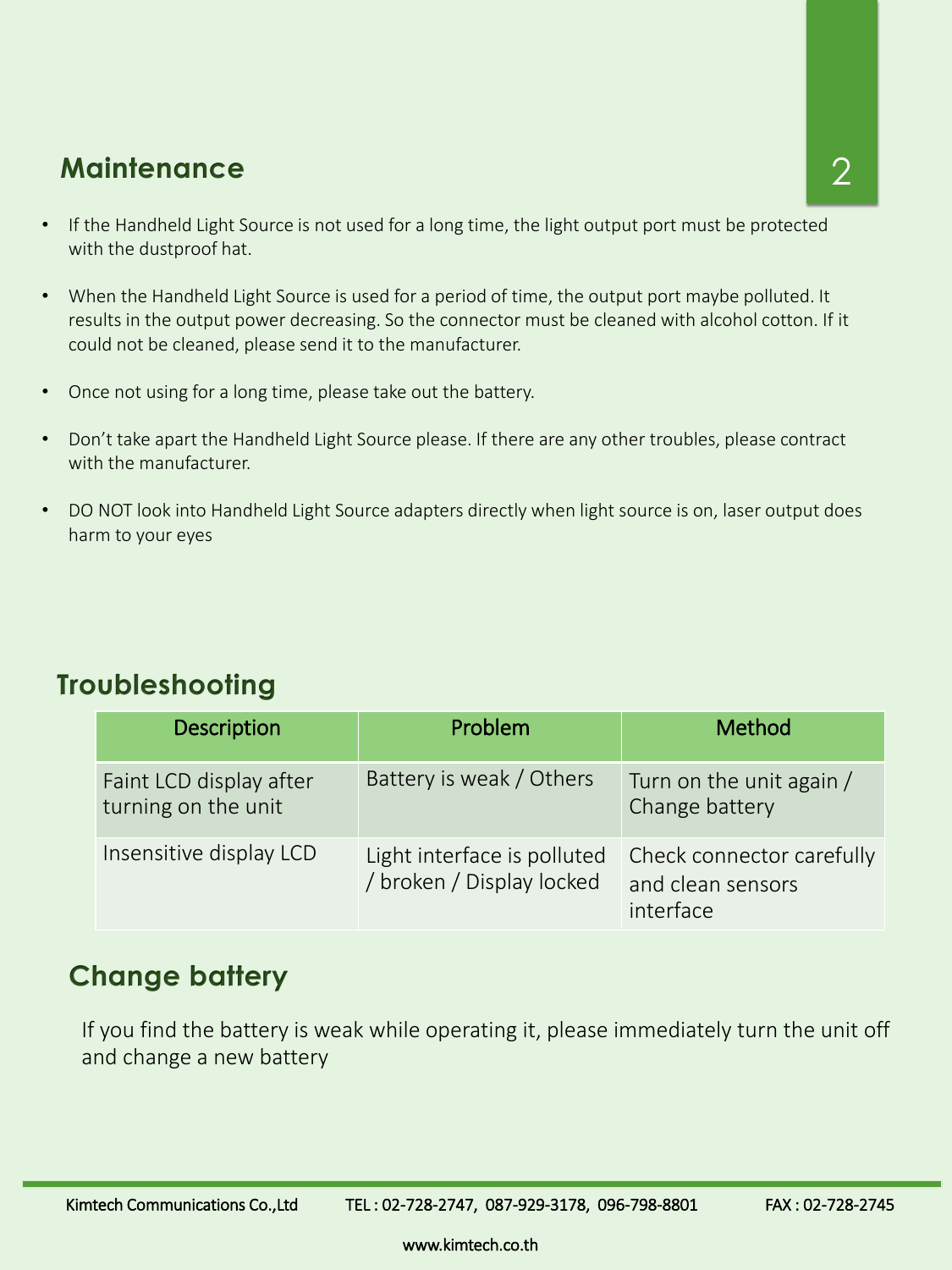## Maintenance

- If the Handheld Light Source is not used for a long time, the light output port must be protected with the dustproof hat.
- When the Handheld Light Source is used for a period of time, the output port maybe polluted. It results in the output power decreasing. So the connector must be cleaned with alcohol cotton. If it could not be cleaned, please send it to the manufacturer.
- Once not using for a long time, please take out the battery.
- Don't take apart the Handheld Light Source please. If there are any other troubles, please contract with the manufacturer.
- DO NOT look into Handheld Light Source adapters directly when light source is on, laser output does harm to your eyes

## Troubleshooting

| Description | Problem | Method |
| --- | --- | --- |
| Faint LCD display after turning on the unit | Battery is weak / Others | Turn on the unit again / Change battery |
| Insensitive display LCD | Light interface is polluted / broken / Display locked | Check connector carefully and clean sensors interface |

## Change battery

If you find the battery is weak while operating it, please immediately turn the unit off and change a new battery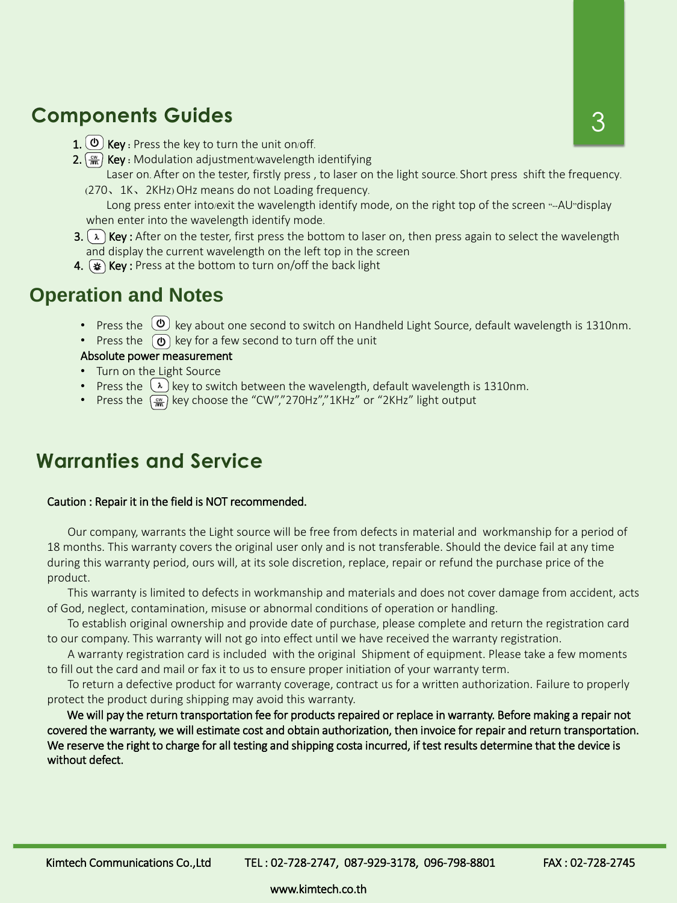## Components Guides

1. ⏻ **Key**：Press the key to turn the unit on/off.
2. CW **Key**：Modulation adjustment/wavelength identifying
   Laser on. After on the tester, firstly press , to laser on the light source. Short press shift the frequency.（270、1K、2KHz）OHz means do not Loading frequency.
   Long press enter into/exit the wavelength identify mode, on the right top of the screen "--AU" display when enter into the wavelength identify mode.
3. λ **Key :** After on the tester, first press the bottom to laser on, then press again to select the wavelength and display the current wavelength on the left top in the screen
4. ☀ **Key :** Press at the bottom to turn on/off the back light

## Operation and Notes

- Press the ⏻ key about one second to switch on Handheld Light Source, default wavelength is 1310nm.
- Press the ⏻ key for a few second to turn off the unit

Absolute power measurement

- Turn on the Light Source
- Press the λ key to switch between the wavelength, default wavelength is 1310nm.
- Press the CW key choose the "CW","270Hz","1KHz" or "2KHz" light output

## Warranties and Service

Caution : Repair it in the field is NOT recommended.

Our company, warrants the Light source will be free from defects in material and workmanship for a period of 18 months. This warranty covers the original user only and is not transferable. Should the device fail at any time during this warranty period, ours will, at its sole discretion, replace, repair or refund the purchase price of the product.

This warranty is limited to defects in workmanship and materials and does not cover damage from accident, acts of God, neglect, contamination, misuse or abnormal conditions of operation or handling.

To establish original ownership and provide date of purchase, please complete and return the registration card to our company. This warranty will not go into effect until we have received the warranty registration.

A warranty registration card is included with the original Shipment of equipment. Please take a few moments to fill out the card and mail or fax it to us to ensure proper initiation of your warranty term.

To return a defective product for warranty coverage, contract us for a written authorization. Failure to properly protect the product during shipping may avoid this warranty.

We will pay the return transportation fee for products repaired or replace in warranty. Before making a repair not covered the warranty, we will estimate cost and obtain authorization, then invoice for repair and return transportation. We reserve the right to charge for all testing and shipping costa incurred, if test results determine that the device is without defect.

Kimtech Communications Co.,Ltd TEL : 02-728-2747, 087-929-3178, 096-798-8801 FAX : 02-728-2745

www.kimtech.co.th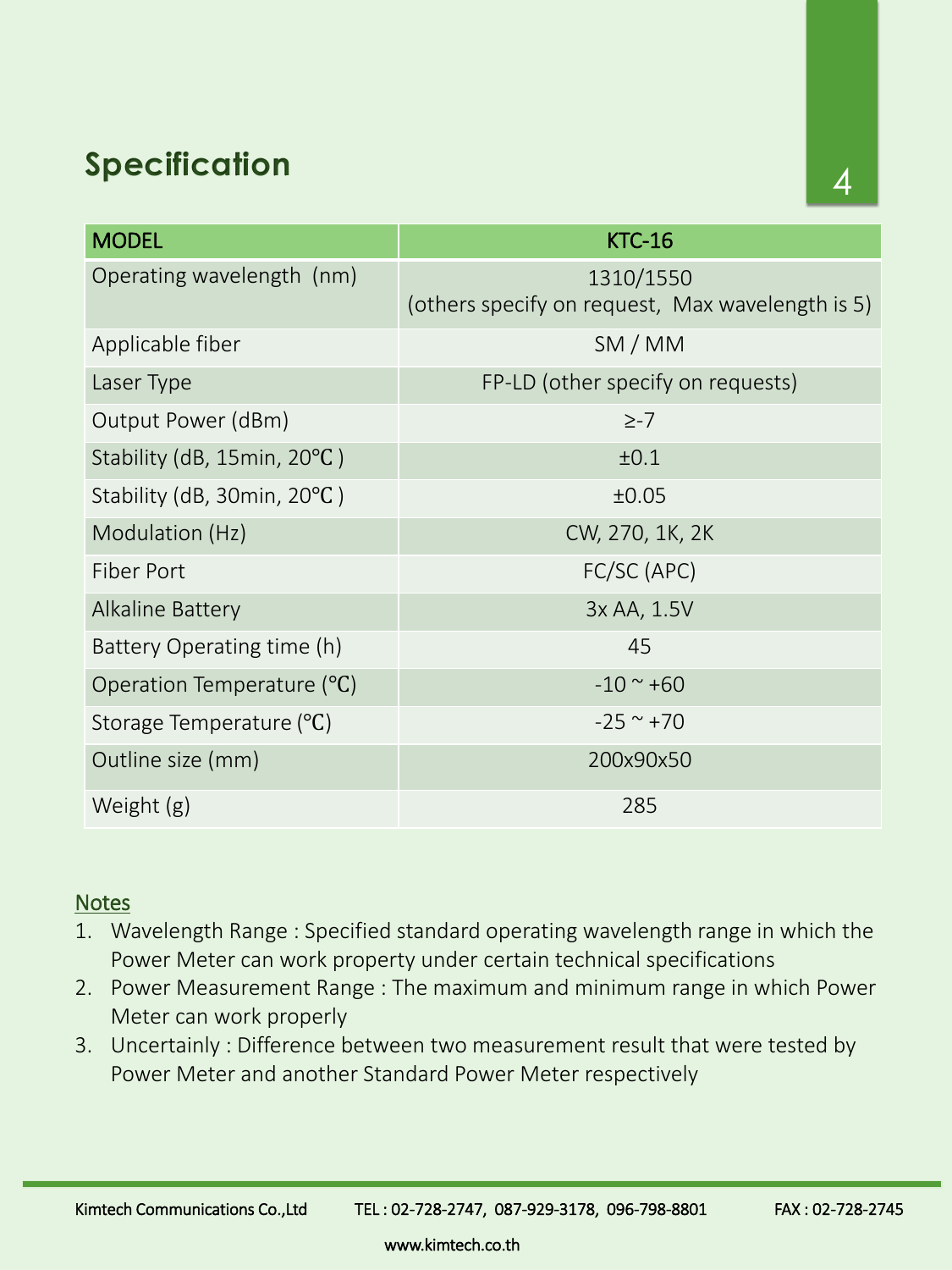## Specification

| MODEL | KTC-16 |
|---|---|
| Operating wavelength (nm) | 1310/1550<br>(others specify on request, Max wavelength is 5) |
| Applicable fiber | SM / MM |
| Laser Type | FP-LD (other specify on requests) |
| Output Power (dBm) | ≥-7 |
| Stability (dB, 15min, 20℃ ) | ±0.1 |
| Stability (dB, 30min, 20℃ ) | ±0.05 |
| Modulation (Hz) | CW, 270, 1K, 2K |
| Fiber Port | FC/SC (APC) |
| Alkaline Battery | 3x AA, 1.5V |
| Battery Operating time (h) | 45 |
| Operation Temperature (℃) | -10 ~ +60 |
| Storage Temperature (℃) | -25 ~ +70 |
| Outline size (mm) | 200x90x50 |
| Weight (g) | 285 |

### Notes

1. Wavelength Range : Specified standard operating wavelength range in which the Power Meter can work property under certain technical specifications
2. Power Measurement Range : The maximum and minimum range in which Power Meter can work properly
3. Uncertainly : Difference between two measurement result that were tested by Power Meter and another Standard Power Meter respectively

Kimtech Communications Co.,Ltd TEL : 02-728-2747, 087-929-3178, 096-798-8801 FAX : 02-728-2745

www.kimtech.co.th